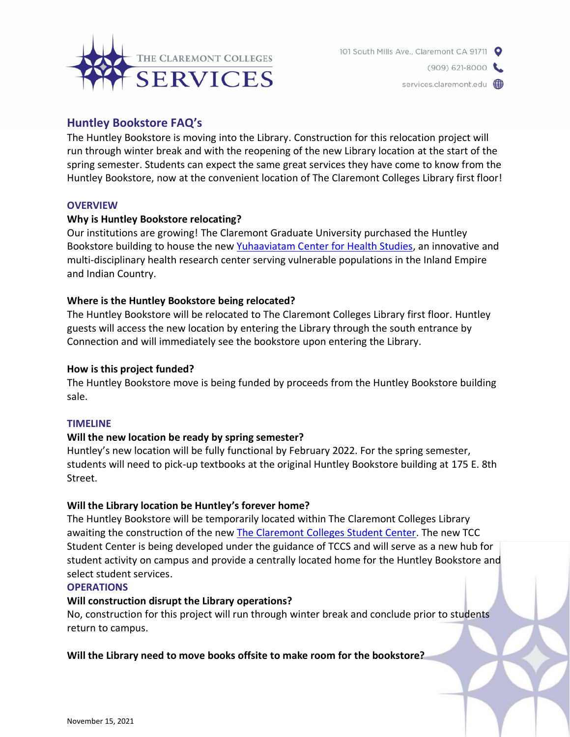## Huntley Bookstore FAQ's

The Huntley Bookstore is moving into the Library. Construction for this relocation project will run through winter break and with the reopening of the new Library location at the start of the spring semester. Students can expect the same great services they have come to know from the Huntley Bookstore, now at the convenient location of The Claremont Colleges Library first floor!

### OVERVIEW

**Why is Huntley Bookstore relocating?**

Our institutions are growing! The Claremont Graduate University purchased the Huntley Bookstore building to house the new [Yuhaaviatam Center for Health Studies](), an innovative and multi-disciplinary health research center serving vulnerable populations in the Inland Empire and Indian Country.

**Where is the Huntley Bookstore being relocated?**

The Huntley Bookstore will be relocated to The Claremont Colleges Library first floor. Huntley guests will access the new location by entering the Library through the south entrance by Connection and will immediately see the bookstore upon entering the Library.

**How is this project funded?**

The Huntley Bookstore move is being funded by proceeds from the Huntley Bookstore building sale.

### TIMELINE

**Will the new location be ready by spring semester?**

Huntley's new location will be fully functional by February 2022. For the spring semester, students will need to pick-up textbooks at the original Huntley Bookstore building at 175 E. 8th Street.

**Will the Library location be Huntley's forever home?**

The Huntley Bookstore will be temporarily located within The Claremont Colleges Library awaiting the construction of the new [The Claremont Colleges Student Center](). The new TCC Student Center is being developed under the guidance of TCCS and will serve as a new hub for student activity on campus and provide a centrally located home for the Huntley Bookstore and select student services.

### OPERATIONS

**Will construction disrupt the Library operations?**

No, construction for this project will run through winter break and conclude prior to students return to campus.

**Will the Library need to move books offsite to make room for the bookstore?**

November 15, 2021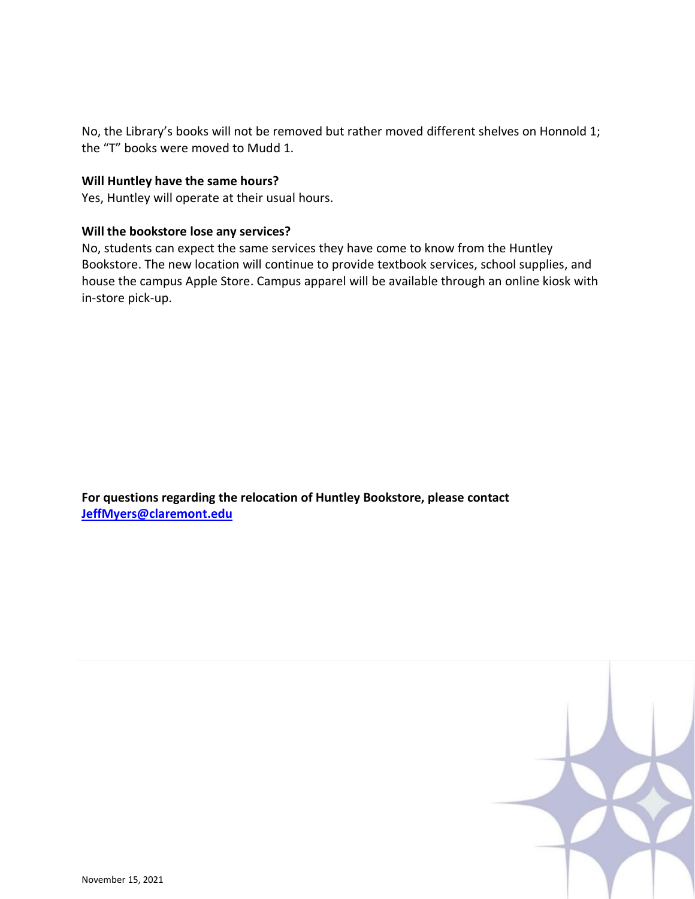No, the Library's books will not be removed but rather moved different shelves on Honnold 1; the "T" books were moved to Mudd 1.

**Will Huntley have the same hours?**
Yes, Huntley will operate at their usual hours.

**Will the bookstore lose any services?**
No, students can expect the same services they have come to know from the Huntley Bookstore. The new location will continue to provide textbook services, school supplies, and house the campus Apple Store. Campus apparel will be available through an online kiosk with in-store pick-up.

**For questions regarding the relocation of Huntley Bookstore, please contact [JeffMyers@claremont.edu](mailto:JeffMyers@claremont.edu)**

November 15, 2021